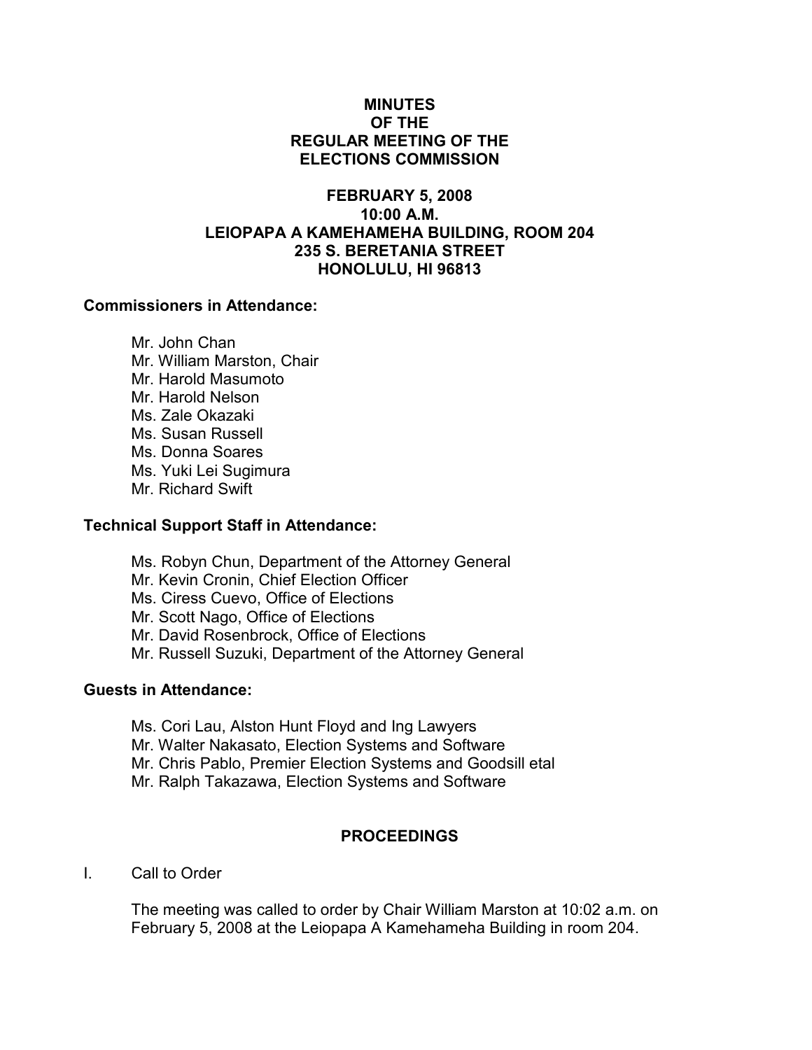# MINUTES
# OF THE
# REGULAR MEETING OF THE
# ELECTIONS COMMISSION

## FEBRUARY 5, 2008
## 10:00 A.M.
## LEIOPAPA A KAMEHAMEHA BUILDING, ROOM 204
## 235 S. BERETANIA STREET
## HONOLULU, HI 96813

**Commissioners in Attendance:**

Mr. John Chan
Mr. William Marston, Chair
Mr. Harold Masumoto
Mr. Harold Nelson
Ms. Zale Okazaki
Ms. Susan Russell
Ms. Donna Soares
Ms. Yuki Lei Sugimura
Mr. Richard Swift

**Technical Support Staff in Attendance:**

Ms. Robyn Chun, Department of the Attorney General
Mr. Kevin Cronin, Chief Election Officer
Ms. Ciress Cuevo, Office of Elections
Mr. Scott Nago, Office of Elections
Mr. David Rosenbrock, Office of Elections
Mr. Russell Suzuki, Department of the Attorney General

**Guests in Attendance:**

Ms. Cori Lau, Alston Hunt Floyd and Ing Lawyers
Mr. Walter Nakasato, Election Systems and Software
Mr. Chris Pablo, Premier Election Systems and Goodsill etal
Mr. Ralph Takazawa, Election Systems and Software

## PROCEEDINGS

I. Call to Order

The meeting was called to order by Chair William Marston at 10:02 a.m. on February 5, 2008 at the Leiopapa A Kamehameha Building in room 204.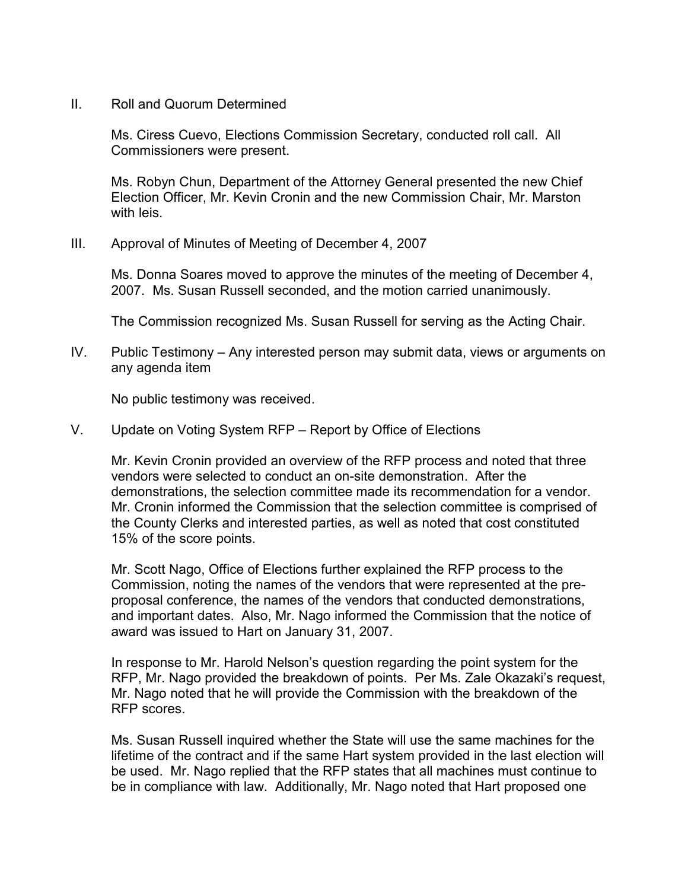II. Roll and Quorum Determined

Ms. Ciress Cuevo, Elections Commission Secretary, conducted roll call. All Commissioners were present.

Ms. Robyn Chun, Department of the Attorney General presented the new Chief Election Officer, Mr. Kevin Cronin and the new Commission Chair, Mr. Marston with leis.

III. Approval of Minutes of Meeting of December 4, 2007

Ms. Donna Soares moved to approve the minutes of the meeting of December 4, 2007. Ms. Susan Russell seconded, and the motion carried unanimously.

The Commission recognized Ms. Susan Russell for serving as the Acting Chair.

IV. Public Testimony – Any interested person may submit data, views or arguments on any agenda item

No public testimony was received.

V. Update on Voting System RFP – Report by Office of Elections

Mr. Kevin Cronin provided an overview of the RFP process and noted that three vendors were selected to conduct an on-site demonstration. After the demonstrations, the selection committee made its recommendation for a vendor. Mr. Cronin informed the Commission that the selection committee is comprised of the County Clerks and interested parties, as well as noted that cost constituted 15% of the score points.

Mr. Scott Nago, Office of Elections further explained the RFP process to the Commission, noting the names of the vendors that were represented at the pre-proposal conference, the names of the vendors that conducted demonstrations, and important dates. Also, Mr. Nago informed the Commission that the notice of award was issued to Hart on January 31, 2007.

In response to Mr. Harold Nelson's question regarding the point system for the RFP, Mr. Nago provided the breakdown of points. Per Ms. Zale Okazaki's request, Mr. Nago noted that he will provide the Commission with the breakdown of the RFP scores.

Ms. Susan Russell inquired whether the State will use the same machines for the lifetime of the contract and if the same Hart system provided in the last election will be used. Mr. Nago replied that the RFP states that all machines must continue to be in compliance with law. Additionally, Mr. Nago noted that Hart proposed one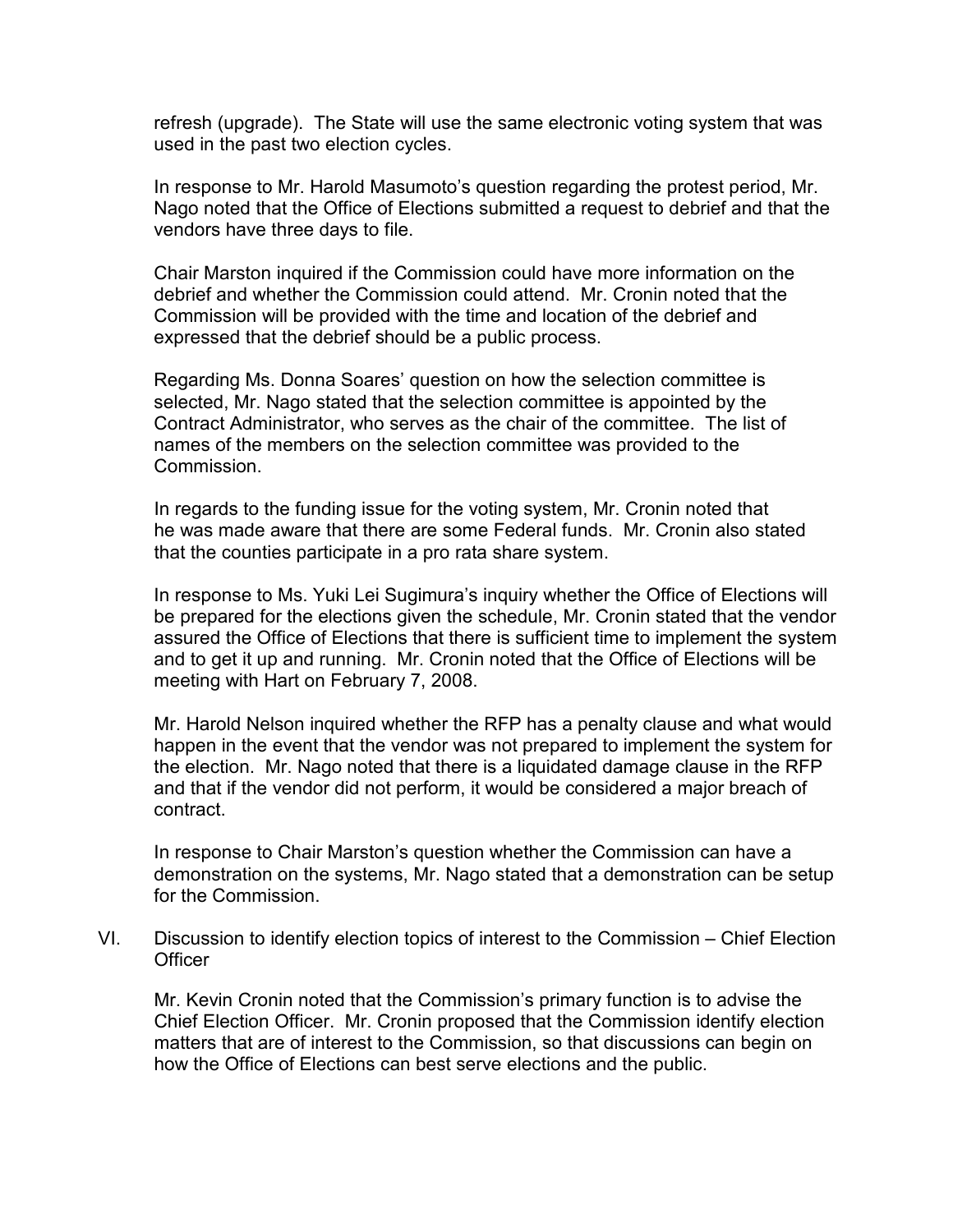refresh (upgrade). The State will use the same electronic voting system that was used in the past two election cycles.

In response to Mr. Harold Masumoto's question regarding the protest period, Mr. Nago noted that the Office of Elections submitted a request to debrief and that the vendors have three days to file.

Chair Marston inquired if the Commission could have more information on the debrief and whether the Commission could attend. Mr. Cronin noted that the Commission will be provided with the time and location of the debrief and expressed that the debrief should be a public process.

Regarding Ms. Donna Soares' question on how the selection committee is selected, Mr. Nago stated that the selection committee is appointed by the Contract Administrator, who serves as the chair of the committee. The list of names of the members on the selection committee was provided to the Commission.

In regards to the funding issue for the voting system, Mr. Cronin noted that he was made aware that there are some Federal funds. Mr. Cronin also stated that the counties participate in a pro rata share system.

In response to Ms. Yuki Lei Sugimura's inquiry whether the Office of Elections will be prepared for the elections given the schedule, Mr. Cronin stated that the vendor assured the Office of Elections that there is sufficient time to implement the system and to get it up and running. Mr. Cronin noted that the Office of Elections will be meeting with Hart on February 7, 2008.

Mr. Harold Nelson inquired whether the RFP has a penalty clause and what would happen in the event that the vendor was not prepared to implement the system for the election. Mr. Nago noted that there is a liquidated damage clause in the RFP and that if the vendor did not perform, it would be considered a major breach of contract.

In response to Chair Marston's question whether the Commission can have a demonstration on the systems, Mr. Nago stated that a demonstration can be setup for the Commission.

VI. Discussion to identify election topics of interest to the Commission – Chief Election Officer

Mr. Kevin Cronin noted that the Commission's primary function is to advise the Chief Election Officer. Mr. Cronin proposed that the Commission identify election matters that are of interest to the Commission, so that discussions can begin on how the Office of Elections can best serve elections and the public.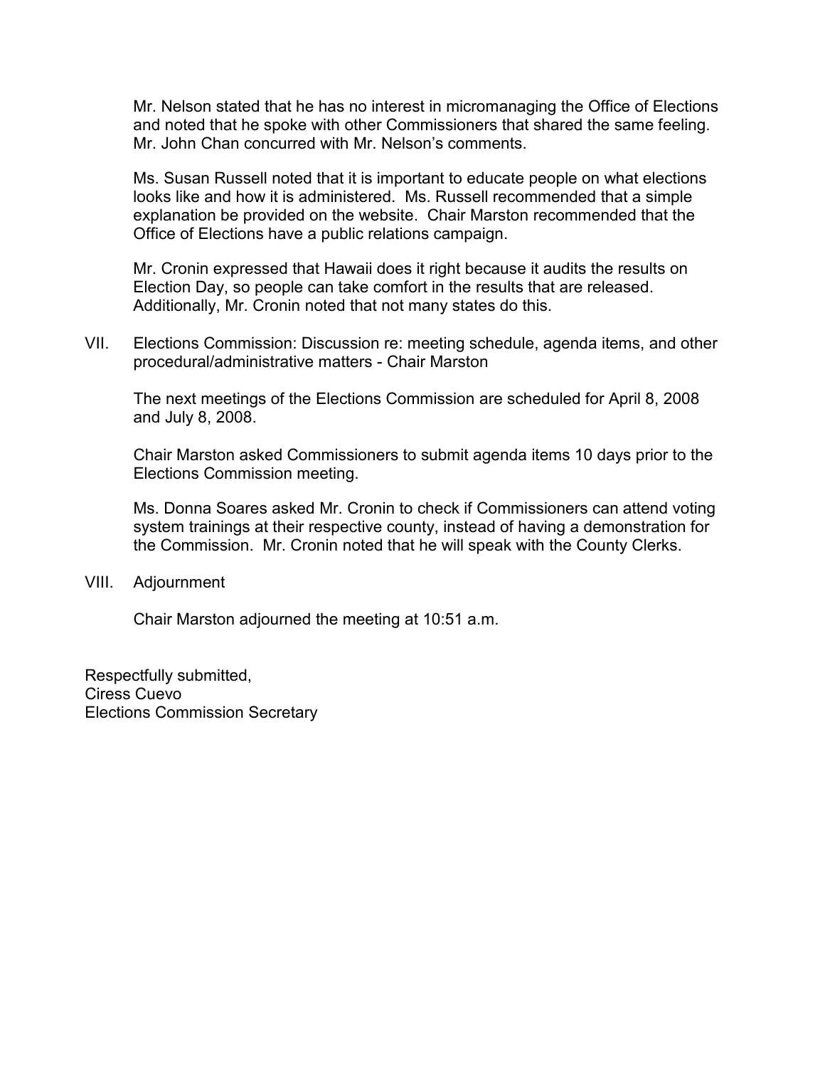Mr. Nelson stated that he has no interest in micromanaging the Office of Elections and noted that he spoke with other Commissioners that shared the same feeling. Mr. John Chan concurred with Mr. Nelson's comments.

Ms. Susan Russell noted that it is important to educate people on what elections looks like and how it is administered. Ms. Russell recommended that a simple explanation be provided on the website. Chair Marston recommended that the Office of Elections have a public relations campaign.

Mr. Cronin expressed that Hawaii does it right because it audits the results on Election Day, so people can take comfort in the results that are released. Additionally, Mr. Cronin noted that not many states do this.

VII. Elections Commission: Discussion re: meeting schedule, agenda items, and other procedural/administrative matters - Chair Marston

The next meetings of the Elections Commission are scheduled for April 8, 2008 and July 8, 2008.

Chair Marston asked Commissioners to submit agenda items 10 days prior to the Elections Commission meeting.

Ms. Donna Soares asked Mr. Cronin to check if Commissioners can attend voting system trainings at their respective county, instead of having a demonstration for the Commission. Mr. Cronin noted that he will speak with the County Clerks.

VIII. Adjournment

Chair Marston adjourned the meeting at 10:51 a.m.

Respectfully submitted,
Ciress Cuevo
Elections Commission Secretary